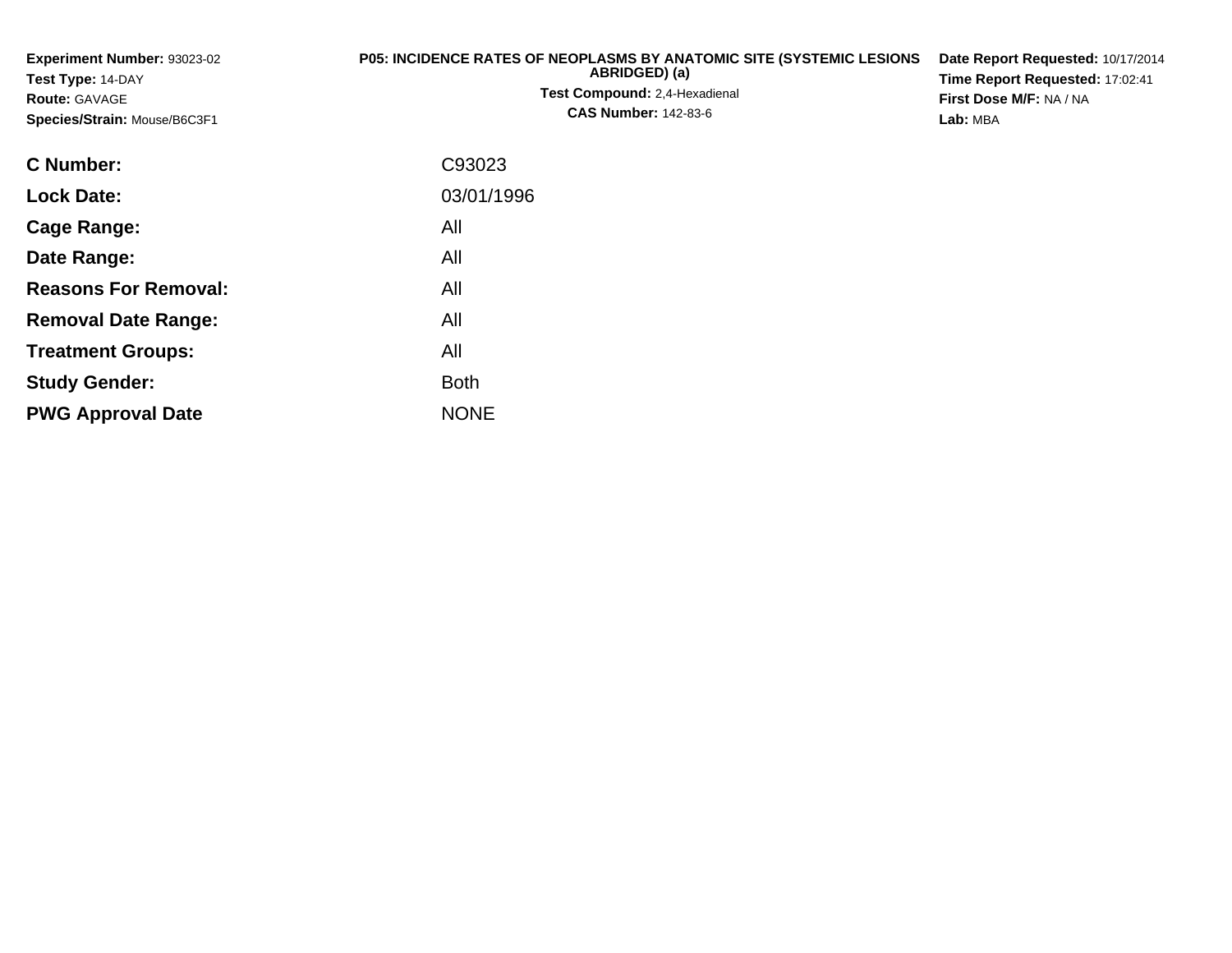**Experiment Number:** 93023-02
**Test Type:** 14-DAY
**Route:** GAVAGE
**Species/Strain:** Mouse/B6C3F1

**P05: INCIDENCE RATES OF NEOPLASMS BY ANATOMIC SITE (SYSTEMIC LESIONS ABRIDGED) (a)**
**Test Compound:** 2,4-Hexadienal
**CAS Number:** 142-83-6

**Date Report Requested:** 10/17/2014
**Time Report Requested:** 17:02:41
**First Dose M/F:** NA / NA
**Lab:** MBA

| | |
|---|---|
| **C Number:** | C93023 |
| **Lock Date:** | 03/01/1996 |
| **Cage Range:** | All |
| **Date Range:** | All |
| **Reasons For Removal:** | All |
| **Removal Date Range:** | All |
| **Treatment Groups:** | All |
| **Study Gender:** | Both |
| **PWG Approval Date** | NONE |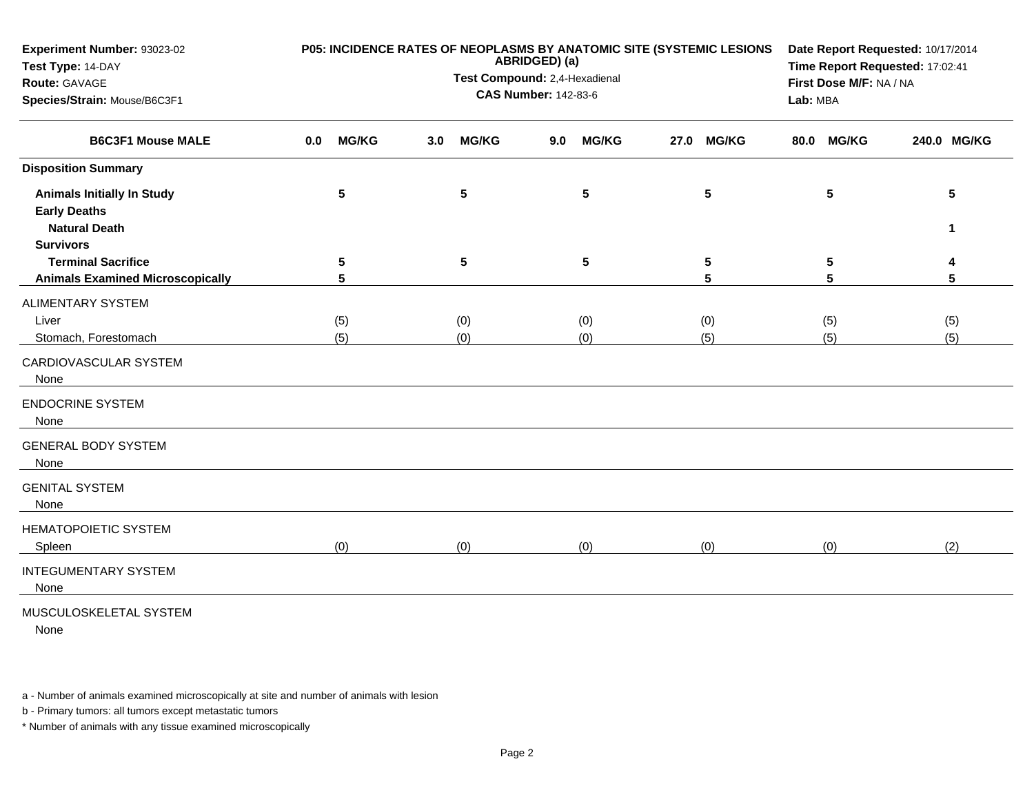**Experiment Number:** 93023-02
**Test Type:** 14-DAY
**Route:** GAVAGE
**Species/Strain:** Mouse/B6C3F1

**P05: INCIDENCE RATES OF NEOPLASMS BY ANATOMIC SITE (SYSTEMIC LESIONS ABRIDGED) (a)**
**Test Compound:** 2,4-Hexadienal
**CAS Number:** 142-83-6

**Date Report Requested:** 10/17/2014
**Time Report Requested:** 17:02:41
**First Dose M/F:** NA / NA
**Lab:** MBA

| B6C3F1 Mouse MALE | 0.0 MG/KG | 3.0 MG/KG | 9.0 MG/KG | 27.0 MG/KG | 80.0 MG/KG | 240.0 MG/KG |
|---|---|---|---|---|---|---|
| **Disposition Summary** | | | | | | |
| **Animals Initially In Study** | **5** | **5** | **5** | **5** | **5** | **5** |
| **Early Deaths** | | | | | | |
| **Natural Death** | | | | | | **1** |
| **Survivors** | | | | | | |
| **Terminal Sacrifice** | **5** | **5** | **5** | **5** | **5** | **4** |
| **Animals Examined Microscopically** | **5** | | | **5** | **5** | **5** |
| ALIMENTARY SYSTEM | | | | | | |
| Liver | (5) | (0) | (0) | (0) | (5) | (5) |
| Stomach, Forestomach | (5) | (0) | (0) | (5) | (5) | (5) |
| CARDIOVASCULAR SYSTEM | | | | | | |
| None | | | | | | |
| ENDOCRINE SYSTEM | | | | | | |
| None | | | | | | |
| GENERAL BODY SYSTEM | | | | | | |
| None | | | | | | |
| GENITAL SYSTEM | | | | | | |
| None | | | | | | |
| HEMATOPOIETIC SYSTEM | | | | | | |
| Spleen | (0) | (0) | (0) | (0) | (0) | (2) |
| INTEGUMENTARY SYSTEM | | | | | | |
| None | | | | | | |
| MUSCULOSKELETAL SYSTEM | | | | | | |
| None | | | | | | |

a - Number of animals examined microscopically at site and number of animals with lesion

b - Primary tumors: all tumors except metastatic tumors

* Number of animals with any tissue examined microscopically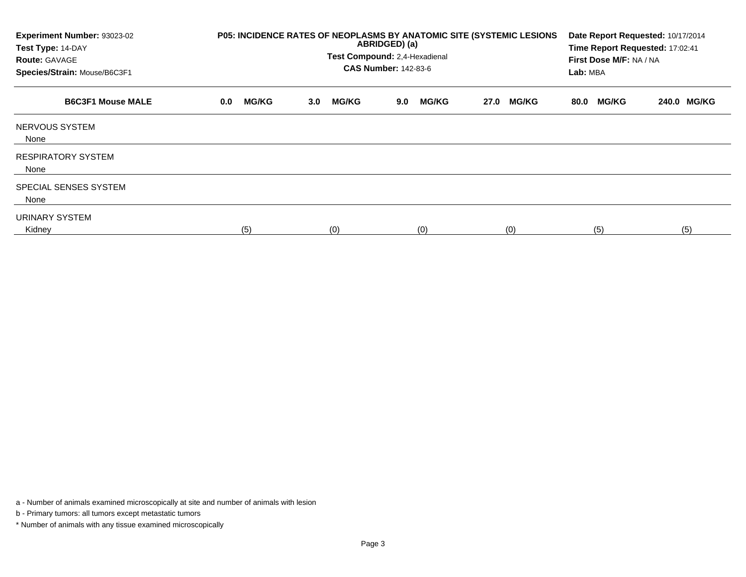**Experiment Number:** 93023-02
**Test Type:** 14-DAY
**Route:** GAVAGE
**Species/Strain:** Mouse/B6C3F1

**P05: INCIDENCE RATES OF NEOPLASMS BY ANATOMIC SITE (SYSTEMIC LESIONS ABRIDGED) (a)**
**Test Compound:** 2,4-Hexadienal
**CAS Number:** 142-83-6

**Date Report Requested:** 10/17/2014
**Time Report Requested:** 17:02:41
**First Dose M/F:** NA / NA
**Lab:** MBA

| B6C3F1 Mouse MALE | 0.0 MG/KG | 3.0 MG/KG | 9.0 MG/KG | 27.0 MG/KG | 80.0 MG/KG | 240.0 MG/KG |
|---|---|---|---|---|---|---|
| NERVOUS SYSTEM | | | | | | |
| None | | | | | | |
| RESPIRATORY SYSTEM | | | | | | |
| None | | | | | | |
| SPECIAL SENSES SYSTEM | | | | | | |
| None | | | | | | |
| URINARY SYSTEM | | | | | | |
| Kidney | (5) | (0) | (0) | (0) | (5) | (5) |

a - Number of animals examined microscopically at site and number of animals with lesion

b - Primary tumors: all tumors except metastatic tumors

* Number of animals with any tissue examined microscopically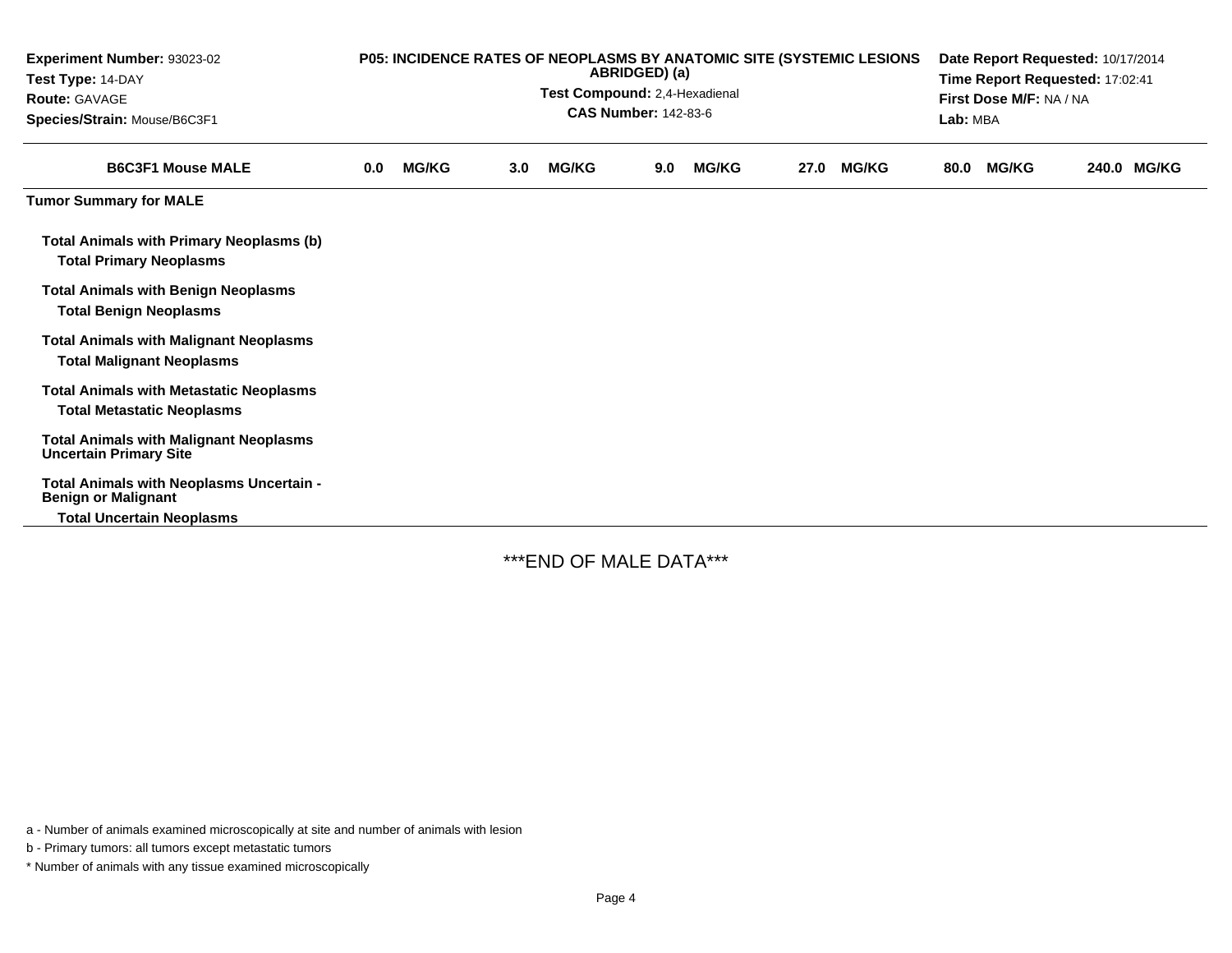**Experiment Number:** 93023-02
**Test Type:** 14-DAY
**Route:** GAVAGE
**Species/Strain:** Mouse/B6C3F1

**P05: INCIDENCE RATES OF NEOPLASMS BY ANATOMIC SITE (SYSTEMIC LESIONS ABRIDGED) (a)**
**Test Compound:** 2,4-Hexadienal
**CAS Number:** 142-83-6

**Date Report Requested:** 10/17/2014
**Time Report Requested:** 17:02:41
**First Dose M/F:** NA / NA
**Lab:** MBA

| B6C3F1 Mouse MALE | 0.0 MG/KG | 3.0 MG/KG | 9.0 MG/KG | 27.0 MG/KG | 80.0 MG/KG | 240.0 MG/KG |
|---|---|---|---|---|---|---|
| **Tumor Summary for MALE** | | | | | | |
| **Total Animals with Primary Neoplasms (b)** | | | | | | |
| **Total Primary Neoplasms** | | | | | | |
| **Total Animals with Benign Neoplasms** | | | | | | |
| **Total Benign Neoplasms** | | | | | | |
| **Total Animals with Malignant Neoplasms** | | | | | | |
| **Total Malignant Neoplasms** | | | | | | |
| **Total Animals with Metastatic Neoplasms** | | | | | | |
| **Total Metastatic Neoplasms** | | | | | | |
| **Total Animals with Malignant Neoplasms Uncertain Primary Site** | | | | | | |
| **Total Animals with Neoplasms Uncertain - Benign or Malignant** | | | | | | |
| **Total Uncertain Neoplasms** | | | | | | |

***END OF MALE DATA***

a - Number of animals examined microscopically at site and number of animals with lesion

b - Primary tumors: all tumors except metastatic tumors

* Number of animals with any tissue examined microscopically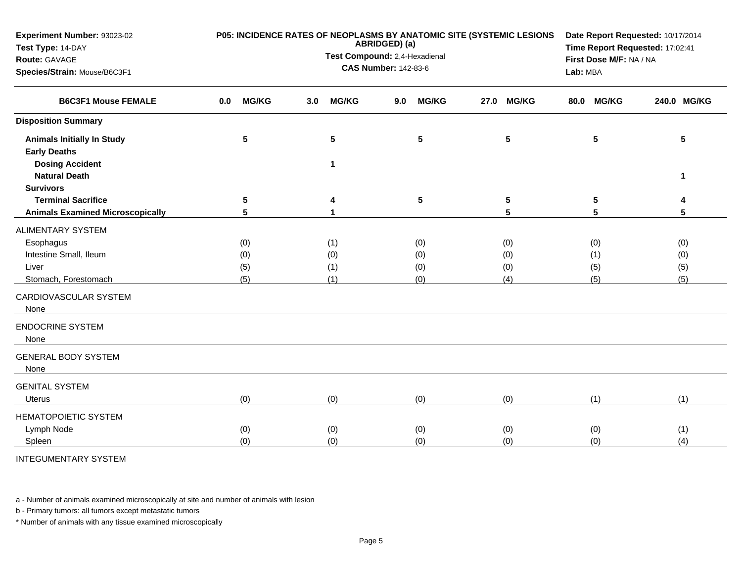**Experiment Number:** 93023-02
**Test Type:** 14-DAY
**Route:** GAVAGE
**Species/Strain:** Mouse/B6C3F1

**P05: INCIDENCE RATES OF NEOPLASMS BY ANATOMIC SITE (SYSTEMIC LESIONS ABRIDGED) (a)**
**Test Compound:** 2,4-Hexadienal
**CAS Number:** 142-83-6

**Date Report Requested:** 10/17/2014
**Time Report Requested:** 17:02:41
**First Dose M/F:** NA / NA
**Lab:** MBA

| B6C3F1 Mouse FEMALE | 0.0 MG/KG | 3.0 MG/KG | 9.0 MG/KG | 27.0 MG/KG | 80.0 MG/KG | 240.0 MG/KG |
|---|---|---|---|---|---|---|
| **Disposition Summary** | | | | | | |
| **Animals Initially In Study** | 5 | 5 | 5 | 5 | 5 | 5 |
| **Early Deaths** | | | | | | |
| **Dosing Accident** | | 1 | | | | |
| **Natural Death** | | | | | | 1 |
| **Survivors** | | | | | | |
| **Terminal Sacrifice** | 5 | 4 | 5 | 5 | 5 | 4 |
| **Animals Examined Microscopically** | 5 | 1 | | 5 | 5 | 5 |
| ALIMENTARY SYSTEM | | | | | | |
| Esophagus | (0) | (1) | (0) | (0) | (0) | (0) |
| Intestine Small, Ileum | (0) | (0) | (0) | (0) | (1) | (0) |
| Liver | (5) | (1) | (0) | (0) | (5) | (5) |
| Stomach, Forestomach | (5) | (1) | (0) | (4) | (5) | (5) |
| CARDIOVASCULAR SYSTEM | | | | | | |
| None | | | | | | |
| ENDOCRINE SYSTEM | | | | | | |
| None | | | | | | |
| GENERAL BODY SYSTEM | | | | | | |
| None | | | | | | |
| GENITAL SYSTEM | | | | | | |
| Uterus | (0) | (0) | (0) | (0) | (1) | (1) |
| HEMATOPOIETIC SYSTEM | | | | | | |
| Lymph Node | (0) | (0) | (0) | (0) | (0) | (1) |
| Spleen | (0) | (0) | (0) | (0) | (0) | (4) |
| INTEGUMENTARY SYSTEM | | | | | | |

a - Number of animals examined microscopically at site and number of animals with lesion

b - Primary tumors: all tumors except metastatic tumors

* Number of animals with any tissue examined microscopically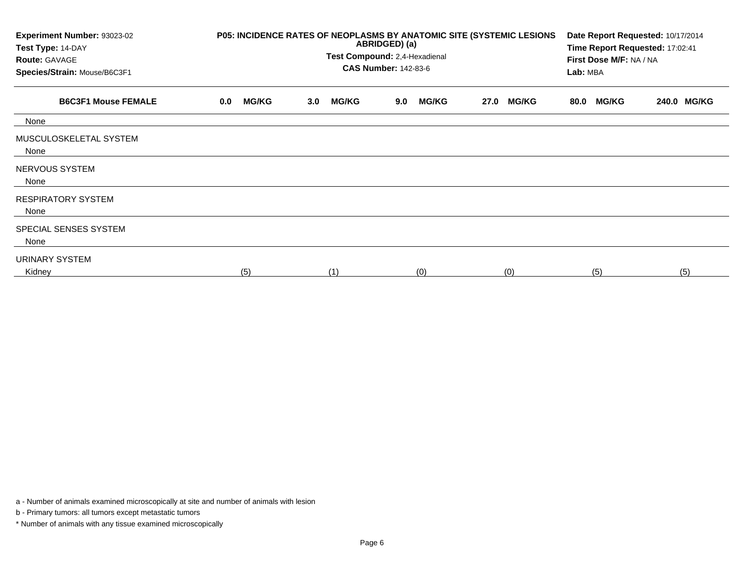**Experiment Number:** 93023-02
**Test Type:** 14-DAY
**Route:** GAVAGE
**Species/Strain:** Mouse/B6C3F1

**P05: INCIDENCE RATES OF NEOPLASMS BY ANATOMIC SITE (SYSTEMIC LESIONS ABRIDGED) (a)**
**Test Compound:** 2,4-Hexadienal
**CAS Number:** 142-83-6

**Date Report Requested:** 10/17/2014
**Time Report Requested:** 17:02:41
**First Dose M/F:** NA / NA
**Lab:** MBA

| B6C3F1 Mouse FEMALE | 0.0 MG/KG | 3.0 MG/KG | 9.0 MG/KG | 27.0 MG/KG | 80.0 MG/KG | 240.0 MG/KG |
|---|---|---|---|---|---|---|
| None | | | | | | |
| MUSCULOSKELETAL SYSTEM | | | | | | |
| None | | | | | | |
| NERVOUS SYSTEM | | | | | | |
| None | | | | | | |
| RESPIRATORY SYSTEM | | | | | | |
| None | | | | | | |
| SPECIAL SENSES SYSTEM | | | | | | |
| None | | | | | | |
| URINARY SYSTEM | | | | | | |
| Kidney | (5) | (1) | (0) | (0) | (5) | (5) |

a - Number of animals examined microscopically at site and number of animals with lesion

b - Primary tumors: all tumors except metastatic tumors

\* Number of animals with any tissue examined microscopically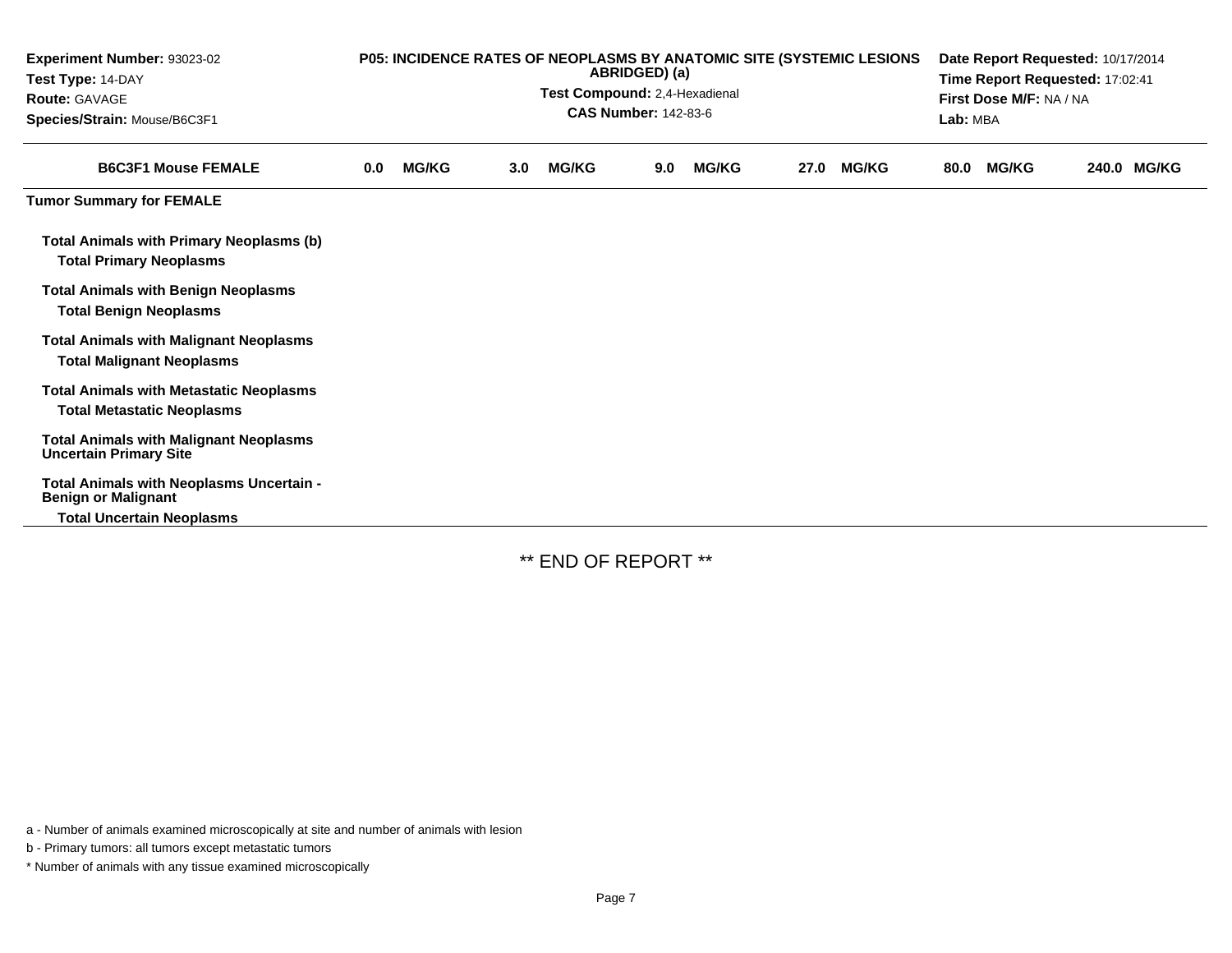| Experiment Number: 93023-02 | P05: INCIDENCE RATES OF NEOPLASMS BY ANATOMIC SITE (SYSTEMIC LESIONS ABRIDGED) (a) | Date Report Requested: 10/17/2014 |
|---|---|---|
| Test Type: 14-DAY | Test Compound: 2,4-Hexadienal | Time Report Requested: 17:02:41 |
| Route: GAVAGE | CAS Number: 142-83-6 | First Dose M/F: NA / NA |
| Species/Strain: Mouse/B6C3F1 | | Lab: MBA |

| B6C3F1 Mouse FEMALE | 0.0 MG/KG | 3.0 MG/KG | 9.0 MG/KG | 27.0 MG/KG | 80.0 MG/KG | 240.0 MG/KG |
|---|---|---|---|---|---|---|
| **Tumor Summary for FEMALE** | | | | | | |
| **Total Animals with Primary Neoplasms (b)** | | | | | | |
| **Total Primary Neoplasms** | | | | | | |
| **Total Animals with Benign Neoplasms** | | | | | | |
| **Total Benign Neoplasms** | | | | | | |
| **Total Animals with Malignant Neoplasms** | | | | | | |
| **Total Malignant Neoplasms** | | | | | | |
| **Total Animals with Metastatic Neoplasms** | | | | | | |
| **Total Metastatic Neoplasms** | | | | | | |
| **Total Animals with Malignant Neoplasms Uncertain Primary Site** | | | | | | |
| **Total Animals with Neoplasms Uncertain - Benign or Malignant** | | | | | | |
| **Total Uncertain Neoplasms** | | | | | | |

** END OF REPORT **

a - Number of animals examined microscopically at site and number of animals with lesion

b - Primary tumors: all tumors except metastatic tumors

* Number of animals with any tissue examined microscopically